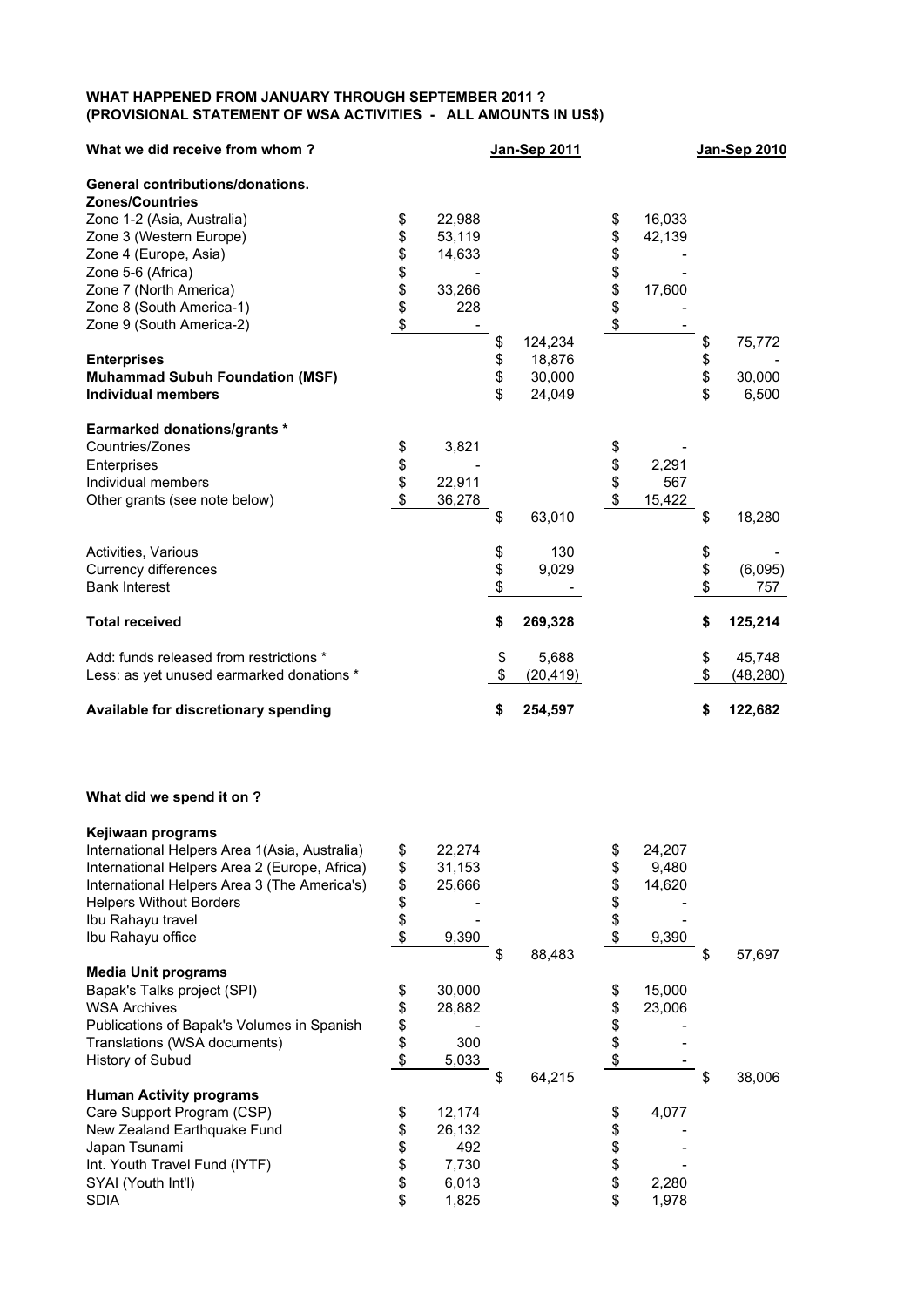**WHAT HAPPENED FROM JANUARY THROUGH SEPTEMBER 2011 ?**
**(PROVISIONAL STATEMENT OF WSA ACTIVITIES - ALL AMOUNTS IN US$)**

| **What we did receive from whom ?** | | **Jan-Sep 2011** | | **Jan-Sep 2010** |
|---|---|---|---|---|
| **General contributions/donations.** | | | | |
| **Zones/Countries** | | | | |
| Zone 1-2 (Asia, Australia) | $ 22,988 | | $ 16,033 | |
| Zone 3 (Western Europe) | $ 53,119 | | $ 42,139 | |
| Zone 4 (Europe, Asia) | $ 14,633 | | $ - | |
| Zone 5-6 (Africa) | $ - | | $ - | |
| Zone 7 (North America) | $ 33,266 | | $ 17,600 | |
| Zone 8 (South America-1) | $ 228 | | $ - | |
| Zone 9 (South America-2) | $ - | $ 124,234 | $ - | $ 75,772 |
| **Enterprises** | | $ 18,876 | | $ - |
| **Muhammad Subuh Foundation (MSF)** | | $ 30,000 | | $ 30,000 |
| **Individual members** | | $ 24,049 | | $ 6,500 |
| **Earmarked donations/grants *** | | | | |
| Countries/Zones | $ 3,821 | | $ - | |
| Enterprises | $ - | | $ 2,291 | |
| Individual members | $ 22,911 | | $ 567 | |
| Other grants (see note below) | $ 36,278 | $ 63,010 | $ 15,422 | $ 18,280 |
| Activities, Various | | $ 130 | | $ - |
| Currency differences | | $ 9,029 | | $ (6,095) |
| Bank Interest | | $ - | | $ 757 |
| **Total received** | | **$ 269,328** | | **$ 125,214** |
| Add: funds released from restrictions * | | $ 5,688 | | $ 45,748 |
| Less: as yet unused earmarked donations * | | $ (20,419) | | $ (48,280) |
| **Available for discretionary spending** | | **$ 254,597** | | **$ 122,682** |

**What did we spend it on ?**

| | | Jan-Sep 2011 | | Jan-Sep 2010 |
|---|---|---|---|---|
| **Kejiwaan programs** | | | | |
| International Helpers Area 1(Asia, Australia) | $ 22,274 | | $ 24,207 | |
| International Helpers Area 2 (Europe, Africa) | $ 31,153 | | $ 9,480 | |
| International Helpers Area 3 (The America's) | $ 25,666 | | $ 14,620 | |
| Helpers Without Borders | $ - | | $ - | |
| Ibu Rahayu travel | $ - | | $ - | |
| Ibu Rahayu office | $ 9,390 | $ 88,483 | $ 9,390 | $ 57,697 |
| **Media Unit programs** | | | | |
| Bapak's Talks project (SPI) | $ 30,000 | | $ 15,000 | |
| WSA Archives | $ 28,882 | | $ 23,006 | |
| Publications of Bapak's Volumes in Spanish | $ - | | $ - | |
| Translations (WSA documents) | $ 300 | | $ - | |
| History of Subud | $ 5,033 | $ 64,215 | $ - | $ 38,006 |
| **Human Activity programs** | | | | |
| Care Support Program (CSP) | $ 12,174 | | $ 4,077 | |
| New Zealand Earthquake Fund | $ 26,132 | | $ - | |
| Japan Tsunami | $ 492 | | $ - | |
| Int. Youth Travel Fund (IYTF) | $ 7,730 | | $ - | |
| SYAI (Youth Int'l) | $ 6,013 | | $ 2,280 | |
| SDIA | $ 1,825 | | $ 1,978 | |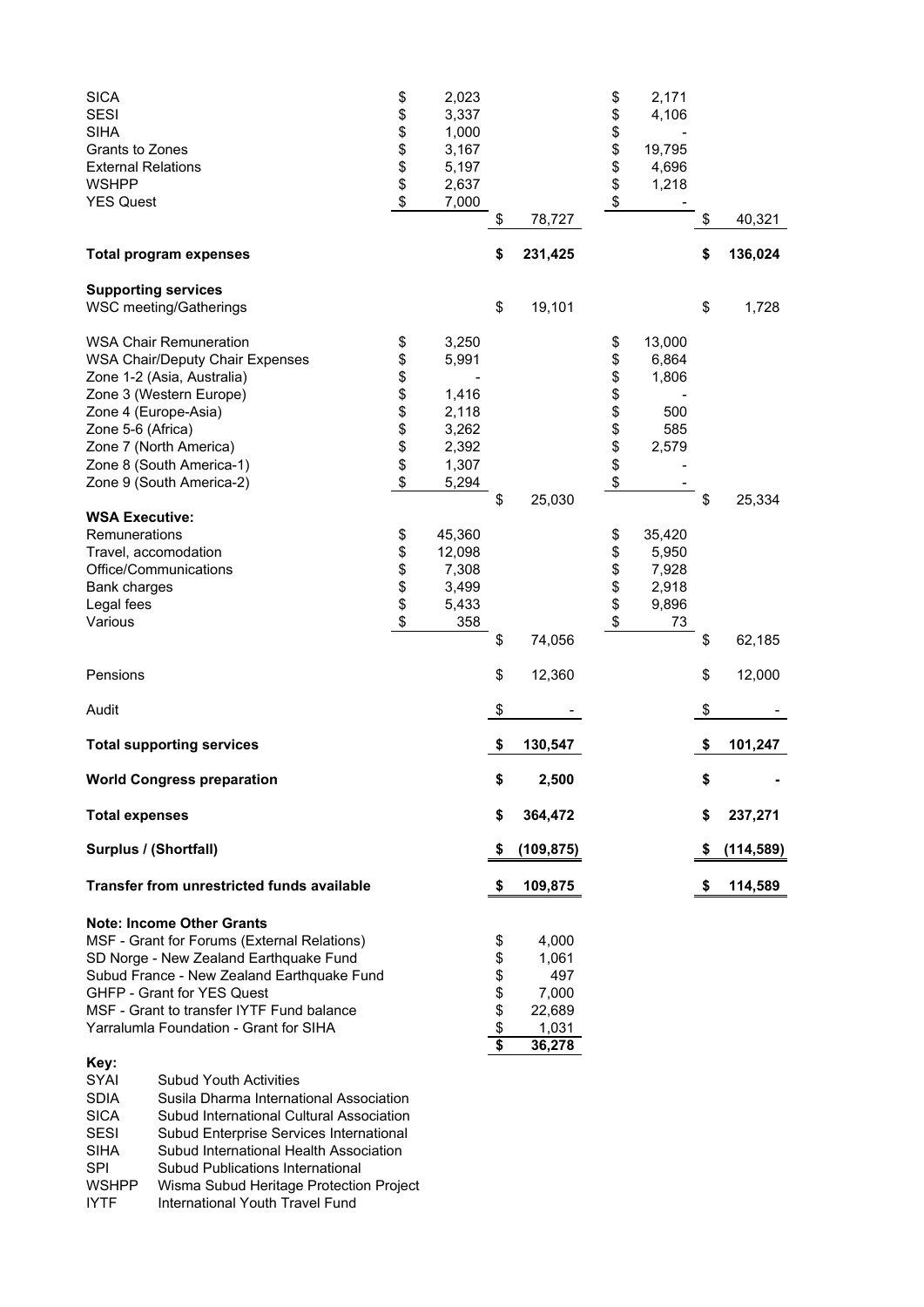| | | | | |
|---|---|---|---|---|
| SICA | $ 2,023 | | $ 2,171 | |
| SESI | $ 3,337 | | $ 4,106 | |
| SIHA | $ 1,000 | | $ - | |
| Grants to Zones | $ 3,167 | | $ 19,795 | |
| External Relations | $ 5,197 | | $ 4,696 | |
| WSHPP | $ 2,637 | | $ 1,218 | |
| YES Quest | $ 7,000 | $ 78,727 | $ - | $ 40,321 |
| **Total program expenses** | | **$ 231,425** | | **$ 136,024** |
| **Supporting services** | | | | |
| WSC meeting/Gatherings | | $ 19,101 | | $ 1,728 |
| WSA Chair Remuneration | $ 3,250 | | $ 13,000 | |
| WSA Chair/Deputy Chair Expenses | $ 5,991 | | $ 6,864 | |
| Zone 1-2 (Asia, Australia) | $ - | | $ 1,806 | |
| Zone 3 (Western Europe) | $ 1,416 | | $ - | |
| Zone 4 (Europe-Asia) | $ 2,118 | | $ 500 | |
| Zone 5-6 (Africa) | $ 3,262 | | $ 585 | |
| Zone 7 (North America) | $ 2,392 | | $ 2,579 | |
| Zone 8 (South America-1) | $ 1,307 | | $ - | |
| Zone 9 (South America-2) | $ 5,294 | $ 25,030 | $ - | $ 25,334 |
| **WSA Executive:** | | | | |
| Remunerations | $ 45,360 | | $ 35,420 | |
| Travel, accomodation | $ 12,098 | | $ 5,950 | |
| Office/Communications | $ 7,308 | | $ 7,928 | |
| Bank charges | $ 3,499 | | $ 2,918 | |
| Legal fees | $ 5,433 | | $ 9,896 | |
| Various | $ 358 | $ 74,056 | $ 73 | $ 62,185 |
| Pensions | | $ 12,360 | | $ 12,000 |
| Audit | | $ - | | $ - |
| **Total supporting services** | | **$ 130,547** | | **$ 101,247** |
| **World Congress preparation** | | **$ 2,500** | | **$ -** |
| **Total expenses** | | **$ 364,472** | | **$ 237,271** |
| **Surplus / (Shortfall)** | | **$ (109,875)** | | **$ (114,589)** |
| **Transfer from unrestricted funds available** | | **$ 109,875** | | **$ 114,589** |

**Note: Income Other Grants**

| | |
|---|---|
| MSF - Grant for Forums (External Relations) | $ 4,000 |
| SD Norge - New Zealand Earthquake Fund | $ 1,061 |
| Subud France - New Zealand Earthquake Fund | $ 497 |
| GHFP - Grant for YES Quest | $ 7,000 |
| MSF - Grant to transfer IYTF Fund balance | $ 22,689 |
| Yarralumla Foundation - Grant for SIHA | $ 1,031 |
| | **$ 36,278** |

**Key:**

| | |
|---|---|
| SYAI | Subud Youth Activities |
| SDIA | Susila Dharma International Association |
| SICA | Subud International Cultural Association |
| SESI | Subud Enterprise Services International |
| SIHA | Subud International Health Association |
| SPI | Subud Publications International |
| WSHPP | Wisma Subud Heritage Protection Project |
| IYTF | International Youth Travel Fund |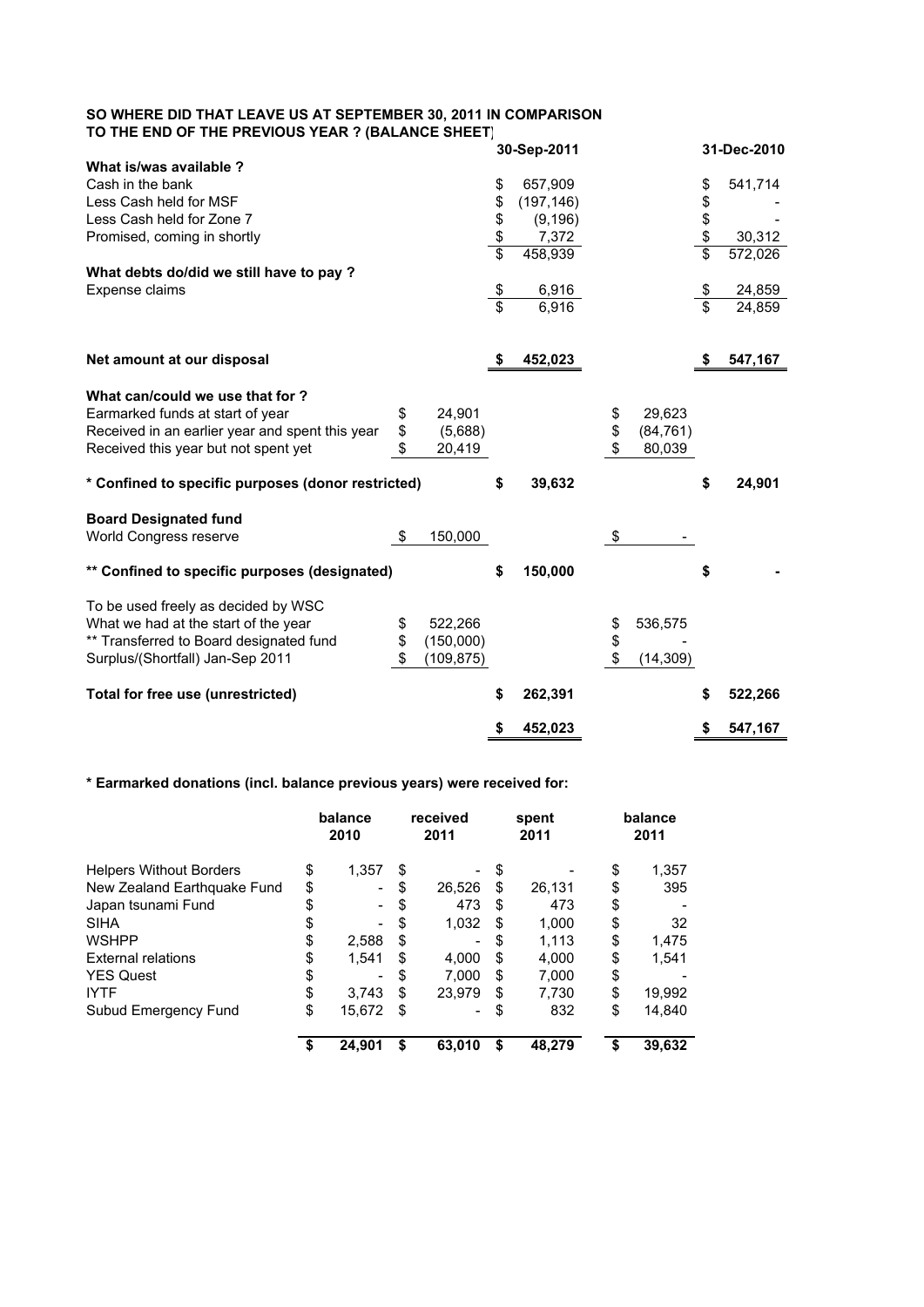**SO WHERE DID THAT LEAVE US AT SEPTEMBER 30, 2011 IN COMPARISON TO THE END OF THE PREVIOUS YEAR ? (BALANCE SHEET)**

| | | 30-Sep-2011 | | 31-Dec-2010 |
|---|---|---|---|---|
| **What is/was available ?** | | | | |
| Cash in the bank | | $ 657,909 | | $ 541,714 |
| Less Cash held for MSF | | $ (197,146) | | $ - |
| Less Cash held for Zone 7 | | $ (9,196) | | $ - |
| Promised, coming in shortly | | $ 7,372 | | $ 30,312 |
| | | $ 458,939 | | $ 572,026 |
| **What debts do/did we still have to pay ?** | | | | |
| Expense claims | | $ 6,916 | | $ 24,859 |
| | | $ 6,916 | | $ 24,859 |
| **Net amount at our disposal** | | **$ 452,023** | | **$ 547,167** |
| **What can/could we use that for ?** | | | | |
| Earmarked funds at start of year | $ 24,901 | | $ 29,623 | |
| Received in an earlier year and spent this year | $ (5,688) | | $ (84,761) | |
| Received this year but not spent yet | $ 20,419 | | $ 80,039 | |
| **\* Confined to specific purposes (donor restricted)** | | **$ 39,632** | | **$ 24,901** |
| **Board Designated fund** | | | | |
| World Congress reserve | $ 150,000 | | $ - | |
| **\*\* Confined to specific purposes (designated)** | | **$ 150,000** | | **$ -** |
| To be used freely as decided by WSC | | | | |
| What we had at the start of the year | $ 522,266 | | $ 536,575 | |
| \*\* Transferred to Board designated fund | $ (150,000) | | $ - | |
| Surplus/(Shortfall) Jan-Sep 2011 | $ (109,875) | | $ (14,309) | |
| **Total for free use (unrestricted)** | | **$ 262,391** | | **$ 522,266** |
| | | **$ 452,023** | | **$ 547,167** |

**\* Earmarked donations (incl. balance previous years) were received for:**

| | balance 2010 | received 2011 | spent 2011 | balance 2011 |
|---|---|---|---|---|
| Helpers Without Borders | $ 1,357 | $ - | $ - | $ 1,357 |
| New Zealand Earthquake Fund | $ - | $ 26,526 | $ 26,131 | $ 395 |
| Japan tsunami Fund | $ - | $ 473 | $ 473 | $ - |
| SIHA | $ - | $ 1,032 | $ 1,000 | $ 32 |
| WSHPP | $ 2,588 | $ - | $ 1,113 | $ 1,475 |
| External relations | $ 1,541 | $ 4,000 | $ 4,000 | $ 1,541 |
| YES Quest | $ - | $ 7,000 | $ 7,000 | $ - |
| IYTF | $ 3,743 | $ 23,979 | $ 7,730 | $ 19,992 |
| Subud Emergency Fund | $ 15,672 | $ - | $ 832 | $ 14,840 |
| | **$ 24,901** | **$ 63,010** | **$ 48,279** | **$ 39,632** |